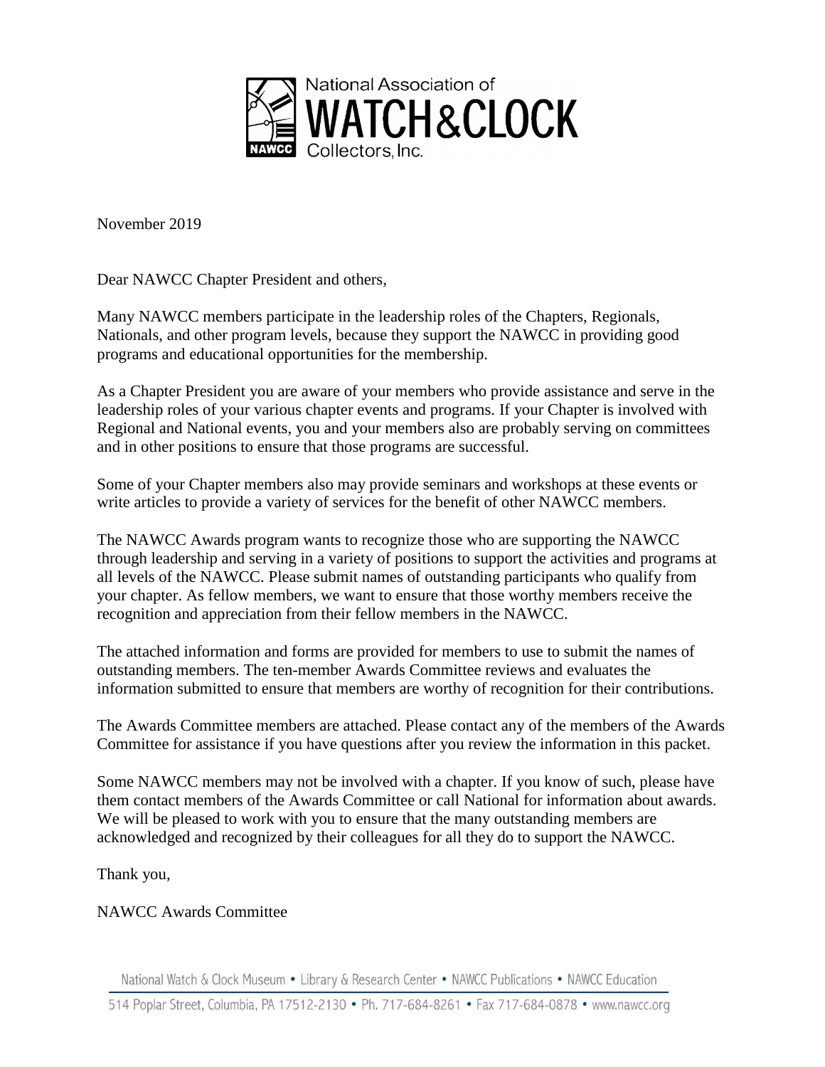National Association of
WATCH&CLOCK
Collectors, Inc.

November 2019

Dear NAWCC Chapter President and others,

Many NAWCC members participate in the leadership roles of the Chapters, Regionals, Nationals, and other program levels, because they support the NAWCC in providing good programs and educational opportunities for the membership.

As a Chapter President you are aware of your members who provide assistance and serve in the leadership roles of your various chapter events and programs. If your Chapter is involved with Regional and National events, you and your members also are probably serving on committees and in other positions to ensure that those programs are successful.

Some of your Chapter members also may provide seminars and workshops at these events or write articles to provide a variety of services for the benefit of other NAWCC members.

The NAWCC Awards program wants to recognize those who are supporting the NAWCC through leadership and serving in a variety of positions to support the activities and programs at all levels of the NAWCC. Please submit names of outstanding participants who qualify from your chapter. As fellow members, we want to ensure that those worthy members receive the recognition and appreciation from their fellow members in the NAWCC.

The attached information and forms are provided for members to use to submit the names of outstanding members. The ten-member Awards Committee reviews and evaluates the information submitted to ensure that members are worthy of recognition for their contributions.

The Awards Committee members are attached. Please contact any of the members of the Awards Committee for assistance if you have questions after you review the information in this packet.

Some NAWCC members may not be involved with a chapter. If you know of such, please have them contact members of the Awards Committee or call National for information about awards. We will be pleased to work with you to ensure that the many outstanding members are acknowledged and recognized by their colleagues for all they do to support the NAWCC.

Thank you,

NAWCC Awards Committee

National Watch & Clock Museum • Library & Research Center • NAWCC Publications • NAWCC Education

514 Poplar Street, Columbia, PA 17512-2130 • Ph. 717-684-8261 • Fax 717-684-0878 • www.nawcc.org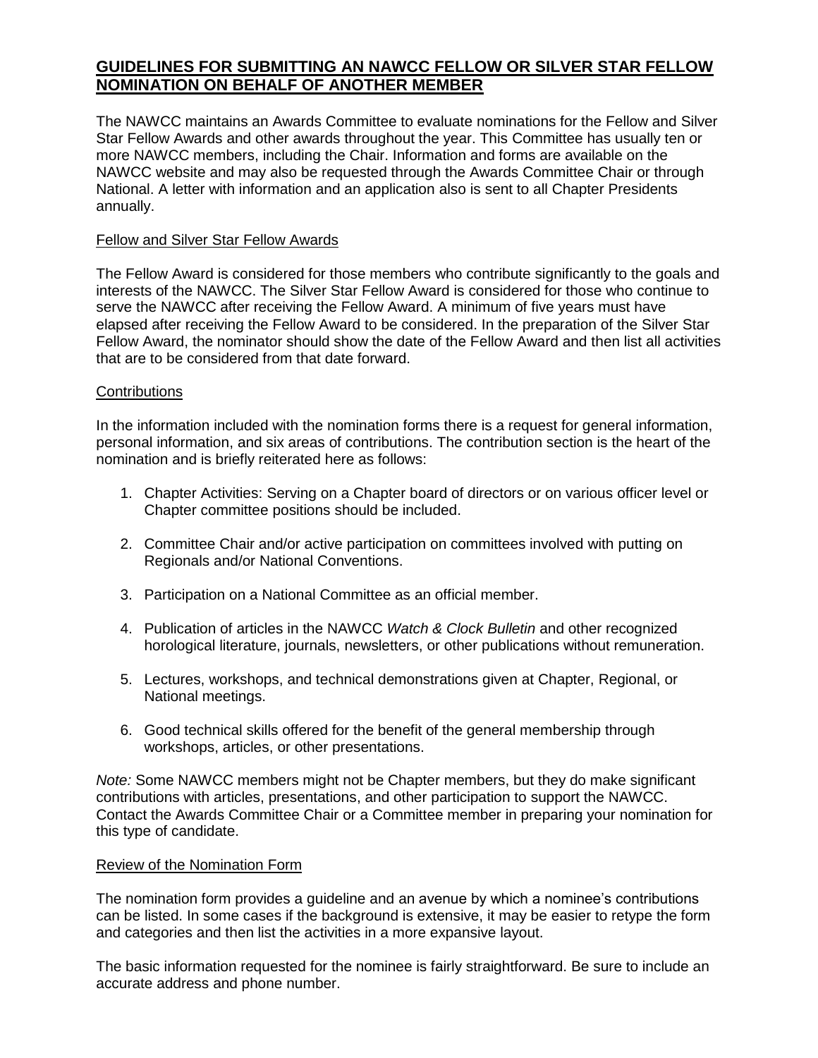## **GUIDELINES FOR SUBMITTING AN NAWCC FELLOW OR SILVER STAR FELLOW NOMINATION ON BEHALF OF ANOTHER MEMBER**

The NAWCC maintains an Awards Committee to evaluate nominations for the Fellow and Silver Star Fellow Awards and other awards throughout the year. This Committee has usually ten or more NAWCC members, including the Chair. Information and forms are available on the NAWCC website and may also be requested through the Awards Committee Chair or through National. A letter with information and an application also is sent to all Chapter Presidents annually.

### Fellow and Silver Star Fellow Awards

The Fellow Award is considered for those members who contribute significantly to the goals and interests of the NAWCC. The Silver Star Fellow Award is considered for those who continue to serve the NAWCC after receiving the Fellow Award. A minimum of five years must have elapsed after receiving the Fellow Award to be considered. In the preparation of the Silver Star Fellow Award, the nominator should show the date of the Fellow Award and then list all activities that are to be considered from that date forward.

### Contributions

In the information included with the nomination forms there is a request for general information, personal information, and six areas of contributions. The contribution section is the heart of the nomination and is briefly reiterated here as follows:

1. Chapter Activities: Serving on a Chapter board of directors or on various officer level or Chapter committee positions should be included.

2. Committee Chair and/or active participation on committees involved with putting on Regionals and/or National Conventions.

3. Participation on a National Committee as an official member.

4. Publication of articles in the NAWCC *Watch & Clock Bulletin* and other recognized horological literature, journals, newsletters, or other publications without remuneration.

5. Lectures, workshops, and technical demonstrations given at Chapter, Regional, or National meetings.

6. Good technical skills offered for the benefit of the general membership through workshops, articles, or other presentations.

*Note:* Some NAWCC members might not be Chapter members, but they do make significant contributions with articles, presentations, and other participation to support the NAWCC. Contact the Awards Committee Chair or a Committee member in preparing your nomination for this type of candidate.

### Review of the Nomination Form

The nomination form provides a guideline and an avenue by which a nominee's contributions can be listed. In some cases if the background is extensive, it may be easier to retype the form and categories and then list the activities in a more expansive layout.

The basic information requested for the nominee is fairly straightforward. Be sure to include an accurate address and phone number.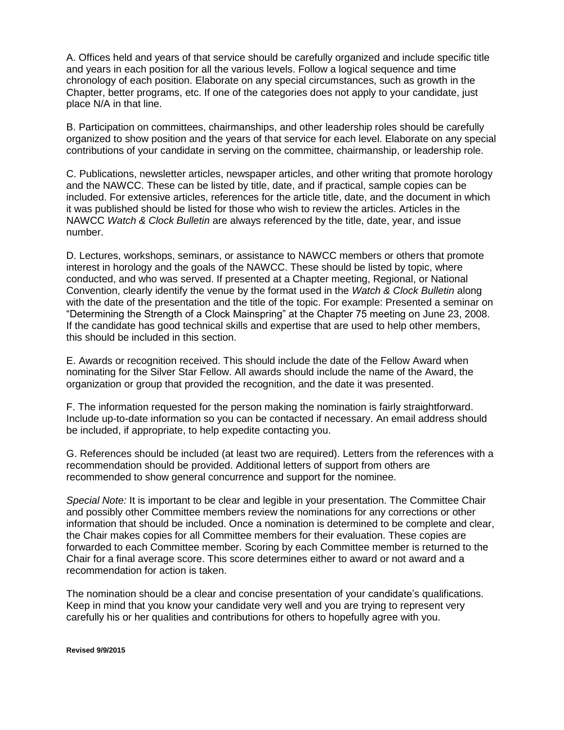A. Offices held and years of that service should be carefully organized and include specific title and years in each position for all the various levels. Follow a logical sequence and time chronology of each position. Elaborate on any special circumstances, such as growth in the Chapter, better programs, etc. If one of the categories does not apply to your candidate, just place N/A in that line.

B. Participation on committees, chairmanships, and other leadership roles should be carefully organized to show position and the years of that service for each level. Elaborate on any special contributions of your candidate in serving on the committee, chairmanship, or leadership role.

C. Publications, newsletter articles, newspaper articles, and other writing that promote horology and the NAWCC. These can be listed by title, date, and if practical, sample copies can be included. For extensive articles, references for the article title, date, and the document in which it was published should be listed for those who wish to review the articles. Articles in the NAWCC *Watch & Clock Bulletin* are always referenced by the title, date, year, and issue number.

D. Lectures, workshops, seminars, or assistance to NAWCC members or others that promote interest in horology and the goals of the NAWCC. These should be listed by topic, where conducted, and who was served. If presented at a Chapter meeting, Regional, or National Convention, clearly identify the venue by the format used in the *Watch & Clock Bulletin* along with the date of the presentation and the title of the topic. For example: Presented a seminar on "Determining the Strength of a Clock Mainspring" at the Chapter 75 meeting on June 23, 2008. If the candidate has good technical skills and expertise that are used to help other members, this should be included in this section.

E. Awards or recognition received. This should include the date of the Fellow Award when nominating for the Silver Star Fellow. All awards should include the name of the Award, the organization or group that provided the recognition, and the date it was presented.

F. The information requested for the person making the nomination is fairly straightforward. Include up-to-date information so you can be contacted if necessary. An email address should be included, if appropriate, to help expedite contacting you.

G. References should be included (at least two are required). Letters from the references with a recommendation should be provided. Additional letters of support from others are recommended to show general concurrence and support for the nominee.

*Special Note:* It is important to be clear and legible in your presentation. The Committee Chair and possibly other Committee members review the nominations for any corrections or other information that should be included. Once a nomination is determined to be complete and clear, the Chair makes copies for all Committee members for their evaluation. These copies are forwarded to each Committee member. Scoring by each Committee member is returned to the Chair for a final average score. This score determines either to award or not award and a recommendation for action is taken.

The nomination should be a clear and concise presentation of your candidate's qualifications. Keep in mind that you know your candidate very well and you are trying to represent very carefully his or her qualities and contributions for others to hopefully agree with you.

**Revised 9/9/2015**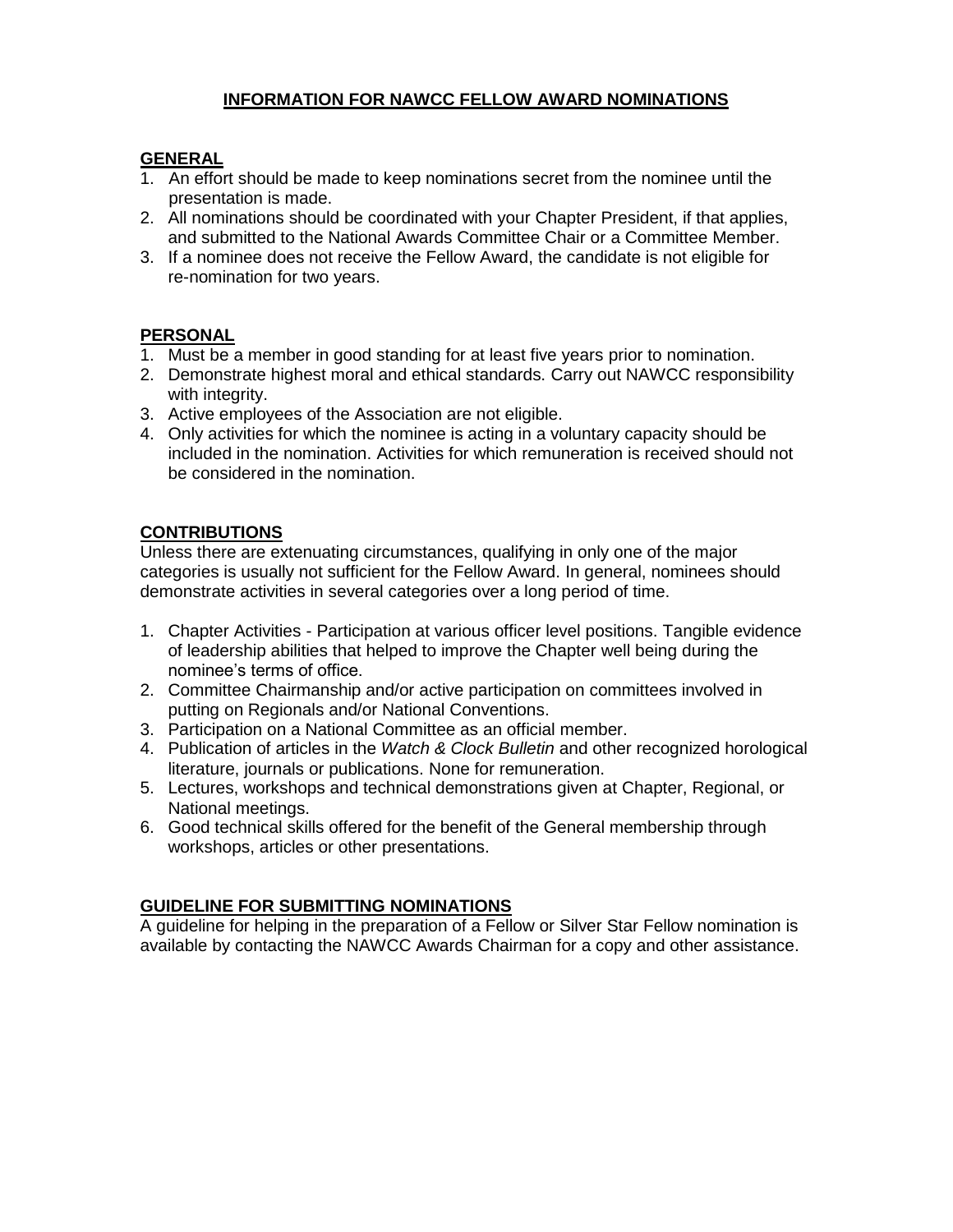# INFORMATION FOR NAWCC FELLOW AWARD NOMINATIONS

## GENERAL

1. An effort should be made to keep nominations secret from the nominee until the presentation is made.
2. All nominations should be coordinated with your Chapter President, if that applies, and submitted to the National Awards Committee Chair or a Committee Member.
3. If a nominee does not receive the Fellow Award, the candidate is not eligible for re-nomination for two years.

## PERSONAL

1. Must be a member in good standing for at least five years prior to nomination.
2. Demonstrate highest moral and ethical standards. Carry out NAWCC responsibility with integrity.
3. Active employees of the Association are not eligible.
4. Only activities for which the nominee is acting in a voluntary capacity should be included in the nomination. Activities for which remuneration is received should not be considered in the nomination.

## CONTRIBUTIONS

Unless there are extenuating circumstances, qualifying in only one of the major categories is usually not sufficient for the Fellow Award. In general, nominees should demonstrate activities in several categories over a long period of time.

1. Chapter Activities - Participation at various officer level positions. Tangible evidence of leadership abilities that helped to improve the Chapter well being during the nominee's terms of office.
2. Committee Chairmanship and/or active participation on committees involved in putting on Regionals and/or National Conventions.
3. Participation on a National Committee as an official member.
4. Publication of articles in the *Watch & Clock Bulletin* and other recognized horological literature, journals or publications. None for remuneration.
5. Lectures, workshops and technical demonstrations given at Chapter, Regional, or National meetings.
6. Good technical skills offered for the benefit of the General membership through workshops, articles or other presentations.

## GUIDELINE FOR SUBMITTING NOMINATIONS

A guideline for helping in the preparation of a Fellow or Silver Star Fellow nomination is available by contacting the NAWCC Awards Chairman for a copy and other assistance.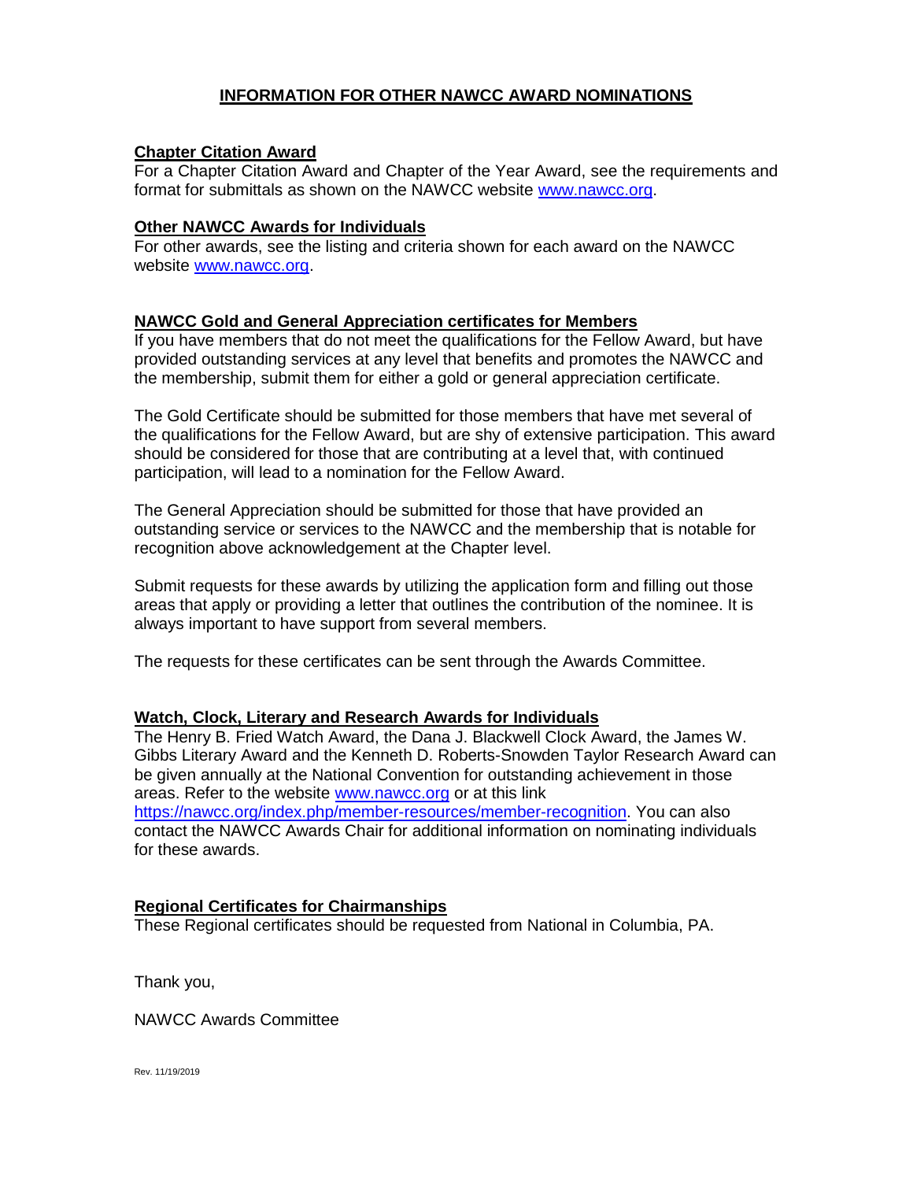# INFORMATION FOR OTHER NAWCC AWARD NOMINATIONS

## Chapter Citation Award

For a Chapter Citation Award and Chapter of the Year Award, see the requirements and format for submittals as shown on the NAWCC website www.nawcc.org.

## Other NAWCC Awards for Individuals

For other awards, see the listing and criteria shown for each award on the NAWCC website www.nawcc.org.

## NAWCC Gold and General Appreciation certificates for Members

If you have members that do not meet the qualifications for the Fellow Award, but have provided outstanding services at any level that benefits and promotes the NAWCC and the membership, submit them for either a gold or general appreciation certificate.

The Gold Certificate should be submitted for those members that have met several of the qualifications for the Fellow Award, but are shy of extensive participation. This award should be considered for those that are contributing at a level that, with continued participation, will lead to a nomination for the Fellow Award.

The General Appreciation should be submitted for those that have provided an outstanding service or services to the NAWCC and the membership that is notable for recognition above acknowledgement at the Chapter level.

Submit requests for these awards by utilizing the application form and filling out those areas that apply or providing a letter that outlines the contribution of the nominee. It is always important to have support from several members.

The requests for these certificates can be sent through the Awards Committee.

## Watch, Clock, Literary and Research Awards for Individuals

The Henry B. Fried Watch Award, the Dana J. Blackwell Clock Award, the James W. Gibbs Literary Award and the Kenneth D. Roberts-Snowden Taylor Research Award can be given annually at the National Convention for outstanding achievement in those areas. Refer to the website www.nawcc.org or at this link https://nawcc.org/index.php/member-resources/member-recognition. You can also contact the NAWCC Awards Chair for additional information on nominating individuals for these awards.

## Regional Certificates for Chairmanships

These Regional certificates should be requested from National in Columbia, PA.

Thank you,

NAWCC Awards Committee

Rev. 11/19/2019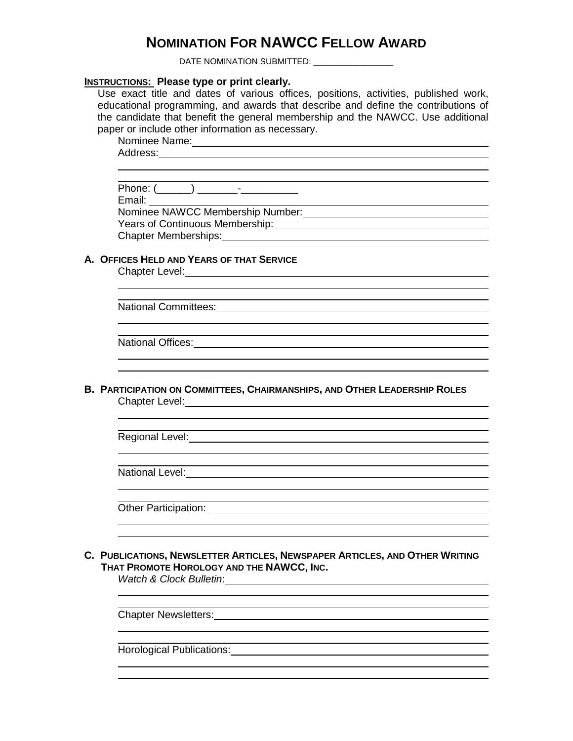# NOMINATION FOR NAWCC FELLOW AWARD

DATE NOMINATION SUBMITTED: _________________

**INSTRUCTIONS: Please type or print clearly.**

Use exact title and dates of various offices, positions, activities, published work, educational programming, and awards that describe and define the contributions of the candidate that benefit the general membership and the NAWCC. Use additional paper or include other information as necessary.

Nominee Name: ______________________________________________

Address: ______________________________________________

______________________________________________

______________________________________________

Phone: (______) _______-__________

Email: ______________________________________________

Nominee NAWCC Membership Number: ______________________________

Years of Continuous Membership: ______________________________

Chapter Memberships: ______________________________

## A. OFFICES HELD AND YEARS OF THAT SERVICE

Chapter Level: ______________________________________________

______________________________________________

______________________________________________

National Committees: ______________________________________________

______________________________________________

______________________________________________

National Offices: ______________________________________________

______________________________________________

______________________________________________

## B. PARTICIPATION ON COMMITTEES, CHAIRMANSHIPS, AND OTHER LEADERSHIP ROLES

Chapter Level: ______________________________________________

______________________________________________

______________________________________________

Regional Level: ______________________________________________

______________________________________________

______________________________________________

National Level: ______________________________________________

______________________________________________

______________________________________________

Other Participation: ______________________________________________

______________________________________________

______________________________________________

## C. PUBLICATIONS, NEWSLETTER ARTICLES, NEWSPAPER ARTICLES, AND OTHER WRITING THAT PROMOTE HOROLOGY AND THE NAWCC, INC.

*Watch & Clock Bulletin*: ______________________________________________

______________________________________________

______________________________________________

Chapter Newsletters: ______________________________________________

______________________________________________

______________________________________________

Horological Publications: ______________________________________________

______________________________________________

______________________________________________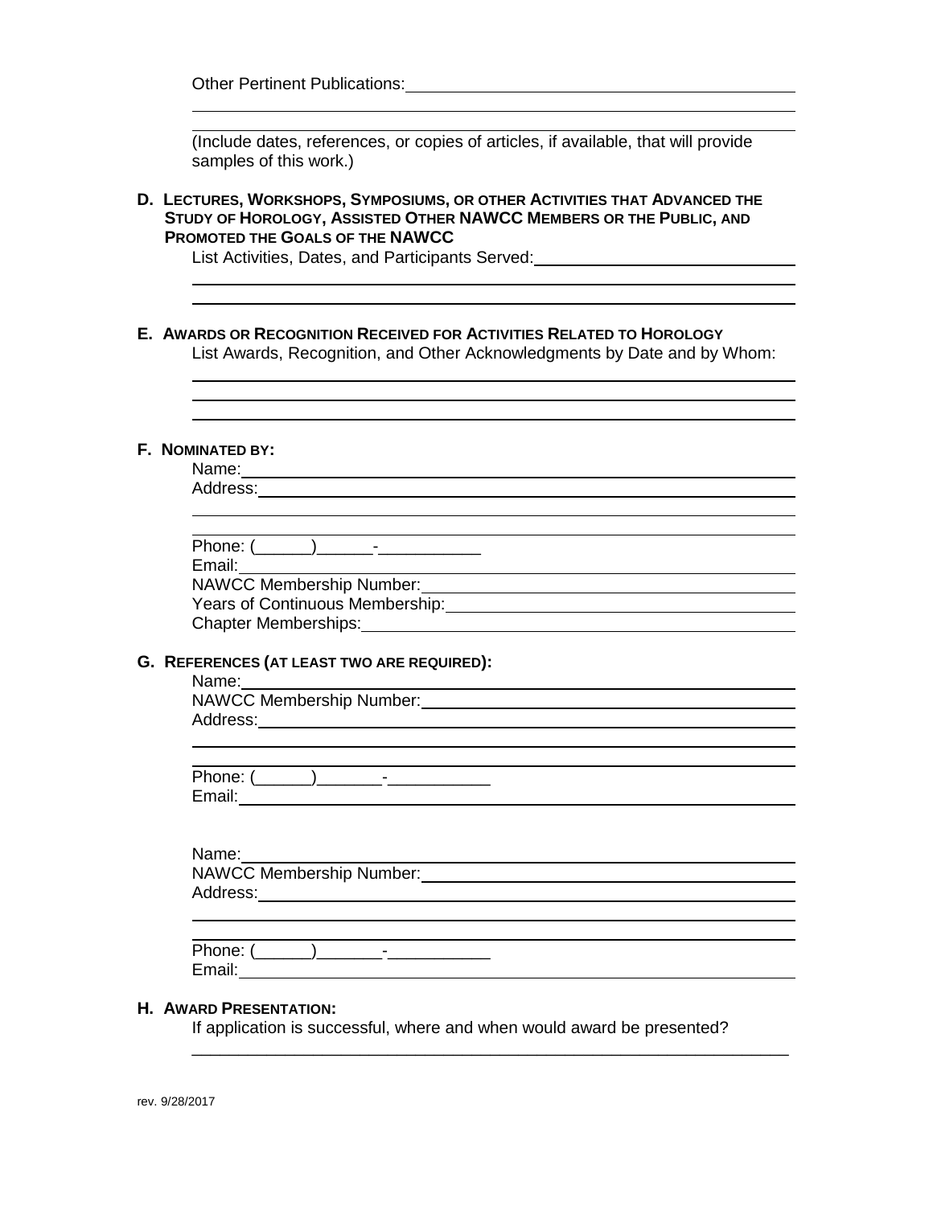Other Pertinent Publications: ______________________________________________

___________________________________________________________________

___________________________________________________________________

(Include dates, references, or copies of articles, if available, that will provide samples of this work.)

**D. Lectures, Workshops, Symposiums, or other Activities that Advanced the Study of Horology, Assisted Other NAWCC Members or the Public, and Promoted the Goals of the NAWCC**

List Activities, Dates, and Participants Served: ______________________________

___________________________________________________________________

___________________________________________________________________

**E. Awards or Recognition Received for Activities Related to Horology**

List Awards, Recognition, and Other Acknowledgments by Date and by Whom:

___________________________________________________________________

___________________________________________________________________

___________________________________________________________________

**F. Nominated by:**

Name: ____________________________________________________________

Address: __________________________________________________________

___________________________________________________________________

___________________________________________________________________

Phone: (______)______-___________

Email: ____________________________________________________________

NAWCC Membership Number: _________________________________________

Years of Continuous Membership: ____________________________________

Chapter Memberships: _____________________________________________

**G. References (at least two are required):**

Name: ____________________________________________________________

NAWCC Membership Number: _________________________________________

Address: __________________________________________________________

___________________________________________________________________

___________________________________________________________________

Phone: (______)_______-___________

Email: ____________________________________________________________

Name: ____________________________________________________________

NAWCC Membership Number: _________________________________________

Address: __________________________________________________________

___________________________________________________________________

___________________________________________________________________

Phone: (______)_______-___________

Email: ____________________________________________________________

**H. Award Presentation:**

If application is successful, where and when would award be presented?

___________________________________________________________________

rev. 9/28/2017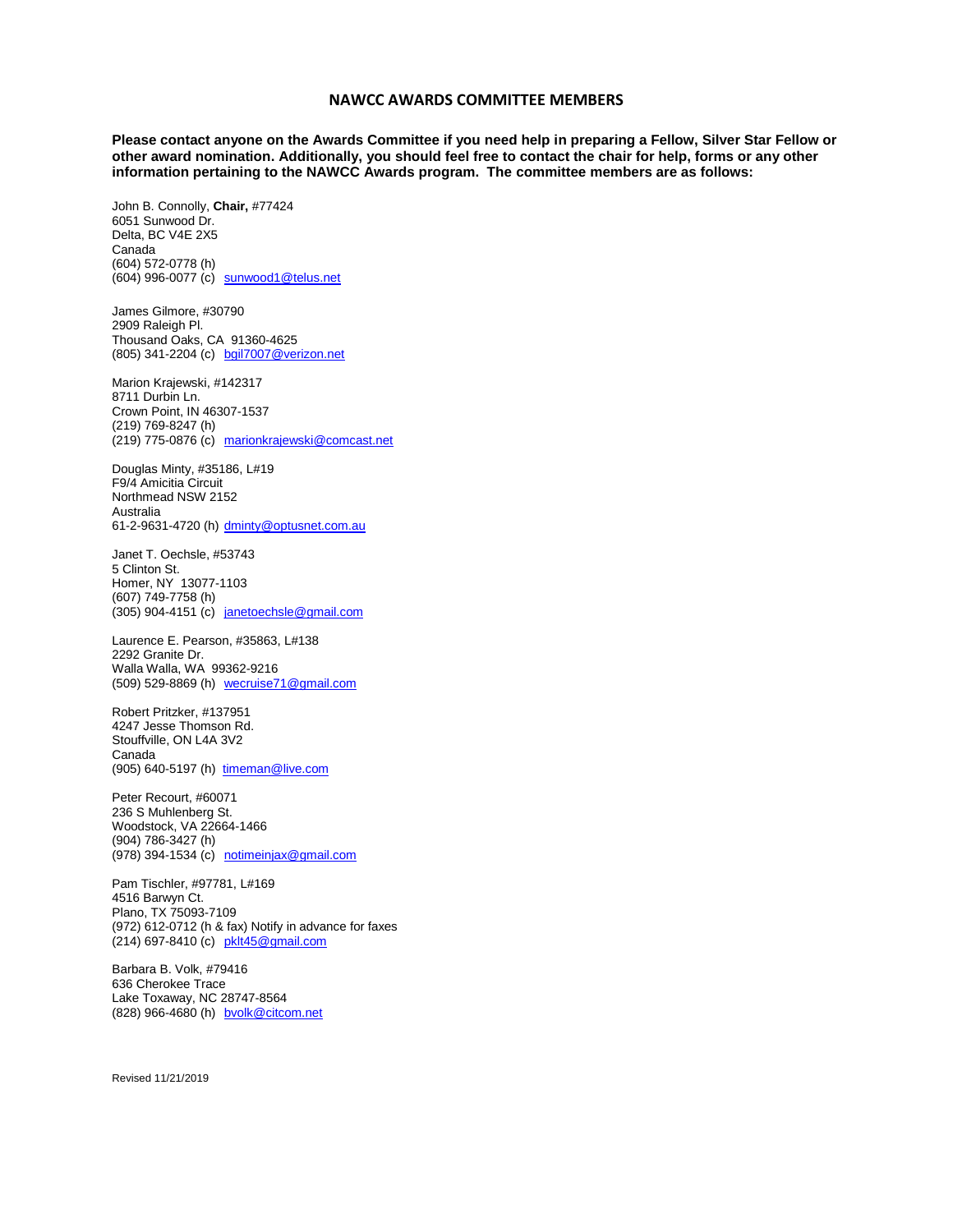## NAWCC AWARDS COMMITTEE MEMBERS

**Please contact anyone on the Awards Committee if you need help in preparing a Fellow, Silver Star Fellow or other award nomination. Additionally, you should feel free to contact the chair for help, forms or any other information pertaining to the NAWCC Awards program. The committee members are as follows:**

John B. Connolly, **Chair,** #77424  
6051 Sunwood Dr.  
Delta, BC V4E 2X5  
Canada  
(604) 572-0778 (h)  
(604) 996-0077 (c) sunwood1@telus.net

James Gilmore, #30790  
2909 Raleigh Pl.  
Thousand Oaks, CA 91360-4625  
(805) 341-2204 (c) bgil7007@verizon.net

Marion Krajewski, #142317  
8711 Durbin Ln.  
Crown Point, IN 46307-1537  
(219) 769-8247 (h)  
(219) 775-0876 (c) marionkrajewski@comcast.net

Douglas Minty, #35186, L#19  
F9/4 Amicitia Circuit  
Northmead NSW 2152  
Australia  
61-2-9631-4720 (h) dminty@optusnet.com.au

Janet T. Oechsle, #53743  
5 Clinton St.  
Homer, NY 13077-1103  
(607) 749-7758 (h)  
(305) 904-4151 (c) janetoechsle@gmail.com

Laurence E. Pearson, #35863, L#138  
2292 Granite Dr.  
Walla Walla, WA 99362-9216  
(509) 529-8869 (h) wecruise71@gmail.com

Robert Pritzker, #137951  
4247 Jesse Thomson Rd.  
Stouffville, ON L4A 3V2  
Canada  
(905) 640-5197 (h) timeman@live.com

Peter Recourt, #60071  
236 S Muhlenberg St.  
Woodstock, VA 22664-1466  
(904) 786-3427 (h)  
(978) 394-1534 (c) notimeinjax@gmail.com

Pam Tischler, #97781, L#169  
4516 Barwyn Ct.  
Plano, TX 75093-7109  
(972) 612-0712 (h & fax) Notify in advance for faxes  
(214) 697-8410 (c) pklt45@gmail.com

Barbara B. Volk, #79416  
636 Cherokee Trace  
Lake Toxaway, NC 28747-8564  
(828) 966-4680 (h) bvolk@citcom.net

Revised 11/21/2019